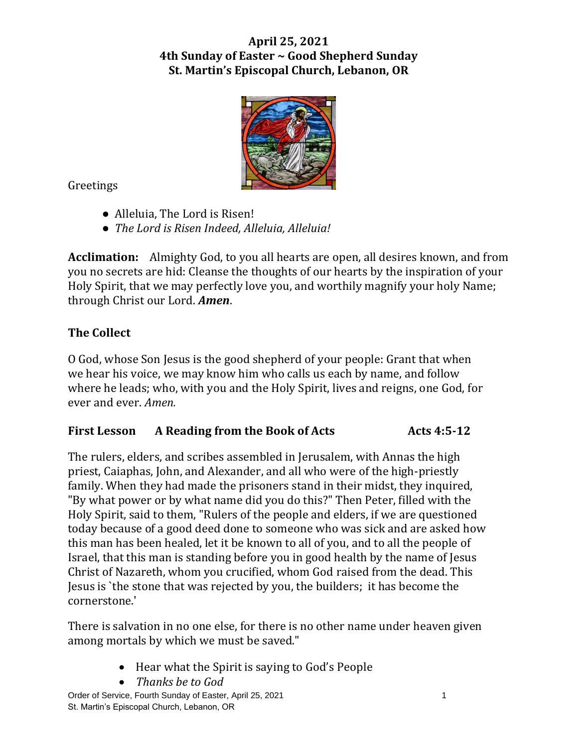**April 25, 2021**
**4th Sunday of Easter ~ Good Shepherd Sunday**
**St. Martin's Episcopal Church, Lebanon, OR**

Greetings

- Alleluia, The Lord is Risen!
- *The Lord is Risen Indeed, Alleluia, Alleluia!*

**Acclimation:** Almighty God, to you all hearts are open, all desires known, and from you no secrets are hid: Cleanse the thoughts of our hearts by the inspiration of your Holy Spirit, that we may perfectly love you, and worthily magnify your holy Name; through Christ our Lord. ***Amen***.

## The Collect

O God, whose Son Jesus is the good shepherd of your people: Grant that when we hear his voice, we may know him who calls us each by name, and follow where he leads; who, with you and the Holy Spirit, lives and reigns, one God, for ever and ever. *Amen.*

## First Lesson A Reading from the Book of Acts Acts 4:5-12

The rulers, elders, and scribes assembled in Jerusalem, with Annas the high priest, Caiaphas, John, and Alexander, and all who were of the high-priestly family. When they had made the prisoners stand in their midst, they inquired, "By what power or by what name did you do this?" Then Peter, filled with the Holy Spirit, said to them, "Rulers of the people and elders, if we are questioned today because of a good deed done to someone who was sick and are asked how this man has been healed, let it be known to all of you, and to all the people of Israel, that this man is standing before you in good health by the name of Jesus Christ of Nazareth, whom you crucified, whom God raised from the dead. This Jesus is `the stone that was rejected by you, the builders; it has become the cornerstone.'

There is salvation in no one else, for there is no other name under heaven given among mortals by which we must be saved."

- Hear what the Spirit is saying to God's People
- *Thanks be to God*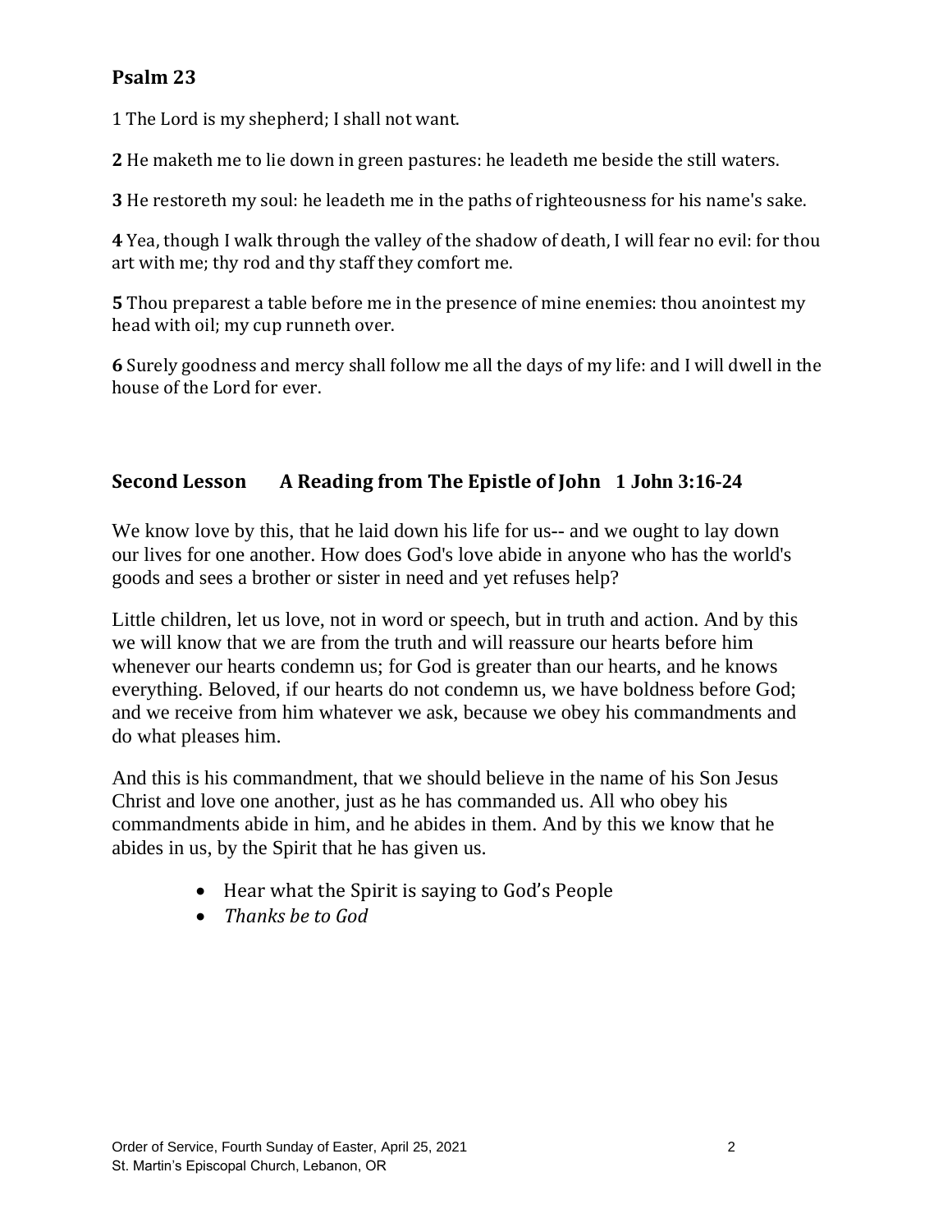## Psalm 23

1 The Lord is my shepherd; I shall not want.

**2** He maketh me to lie down in green pastures: he leadeth me beside the still waters.

**3** He restoreth my soul: he leadeth me in the paths of righteousness for his name's sake.

**4** Yea, though I walk through the valley of the shadow of death, I will fear no evil: for thou art with me; thy rod and thy staff they comfort me.

**5** Thou preparest a table before me in the presence of mine enemies: thou anointest my head with oil; my cup runneth over.

**6** Surely goodness and mercy shall follow me all the days of my life: and I will dwell in the house of the Lord for ever.

## Second Lesson    A Reading from The Epistle of John  1 John 3:16-24

We know love by this, that he laid down his life for us-- and we ought to lay down our lives for one another. How does God's love abide in anyone who has the world's goods and sees a brother or sister in need and yet refuses help?

Little children, let us love, not in word or speech, but in truth and action. And by this we will know that we are from the truth and will reassure our hearts before him whenever our hearts condemn us; for God is greater than our hearts, and he knows everything. Beloved, if our hearts do not condemn us, we have boldness before God; and we receive from him whatever we ask, because we obey his commandments and do what pleases him.

And this is his commandment, that we should believe in the name of his Son Jesus Christ and love one another, just as he has commanded us. All who obey his commandments abide in him, and he abides in them. And by this we know that he abides in us, by the Spirit that he has given us.

- Hear what the Spirit is saying to God's People
- *Thanks be to God*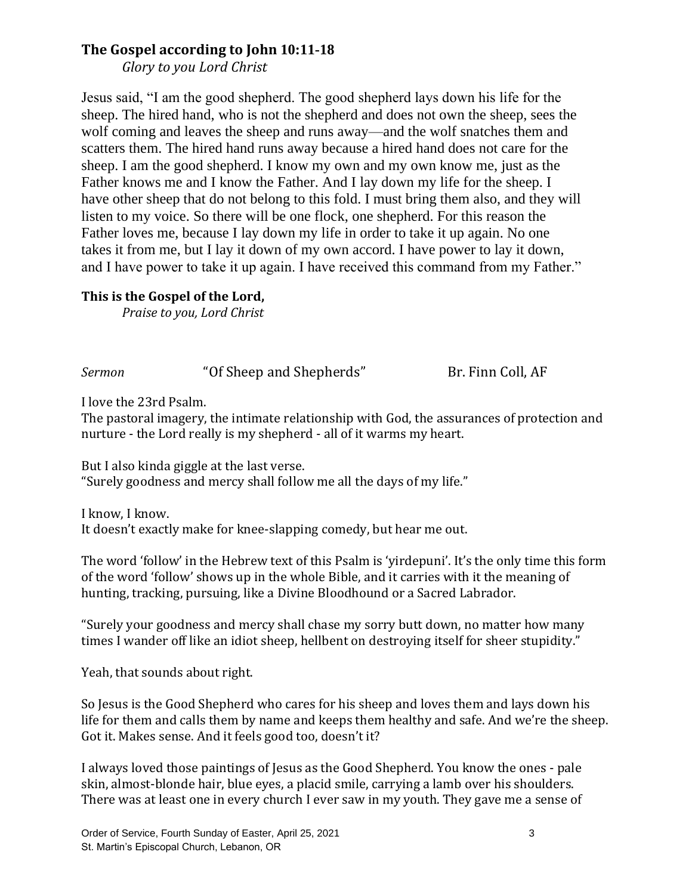### The Gospel according to John 10:11-18

*Glory to you Lord Christ*

Jesus said, "I am the good shepherd. The good shepherd lays down his life for the sheep. The hired hand, who is not the shepherd and does not own the sheep, sees the wolf coming and leaves the sheep and runs away—and the wolf snatches them and scatters them. The hired hand runs away because a hired hand does not care for the sheep. I am the good shepherd. I know my own and my own know me, just as the Father knows me and I know the Father. And I lay down my life for the sheep. I have other sheep that do not belong to this fold. I must bring them also, and they will listen to my voice. So there will be one flock, one shepherd. For this reason the Father loves me, because I lay down my life in order to take it up again. No one takes it from me, but I lay it down of my own accord. I have power to lay it down, and I have power to take it up again. I have received this command from my Father."

**This is the Gospel of the Lord,**

*Praise to you, Lord Christ*

*Sermon* "Of Sheep and Shepherds" Br. Finn Coll, AF

I love the 23rd Psalm.
The pastoral imagery, the intimate relationship with God, the assurances of protection and nurture - the Lord really is my shepherd - all of it warms my heart.

But I also kinda giggle at the last verse.
"Surely goodness and mercy shall follow me all the days of my life."

I know, I know.
It doesn't exactly make for knee-slapping comedy, but hear me out.

The word 'follow' in the Hebrew text of this Psalm is 'yirdepuni'. It's the only time this form of the word 'follow' shows up in the whole Bible, and it carries with it the meaning of hunting, tracking, pursuing, like a Divine Bloodhound or a Sacred Labrador.

"Surely your goodness and mercy shall chase my sorry butt down, no matter how many times I wander off like an idiot sheep, hellbent on destroying itself for sheer stupidity."

Yeah, that sounds about right.

So Jesus is the Good Shepherd who cares for his sheep and loves them and lays down his life for them and calls them by name and keeps them healthy and safe. And we're the sheep. Got it. Makes sense. And it feels good too, doesn't it?

I always loved those paintings of Jesus as the Good Shepherd. You know the ones - pale skin, almost-blonde hair, blue eyes, a placid smile, carrying a lamb over his shoulders. There was at least one in every church I ever saw in my youth. They gave me a sense of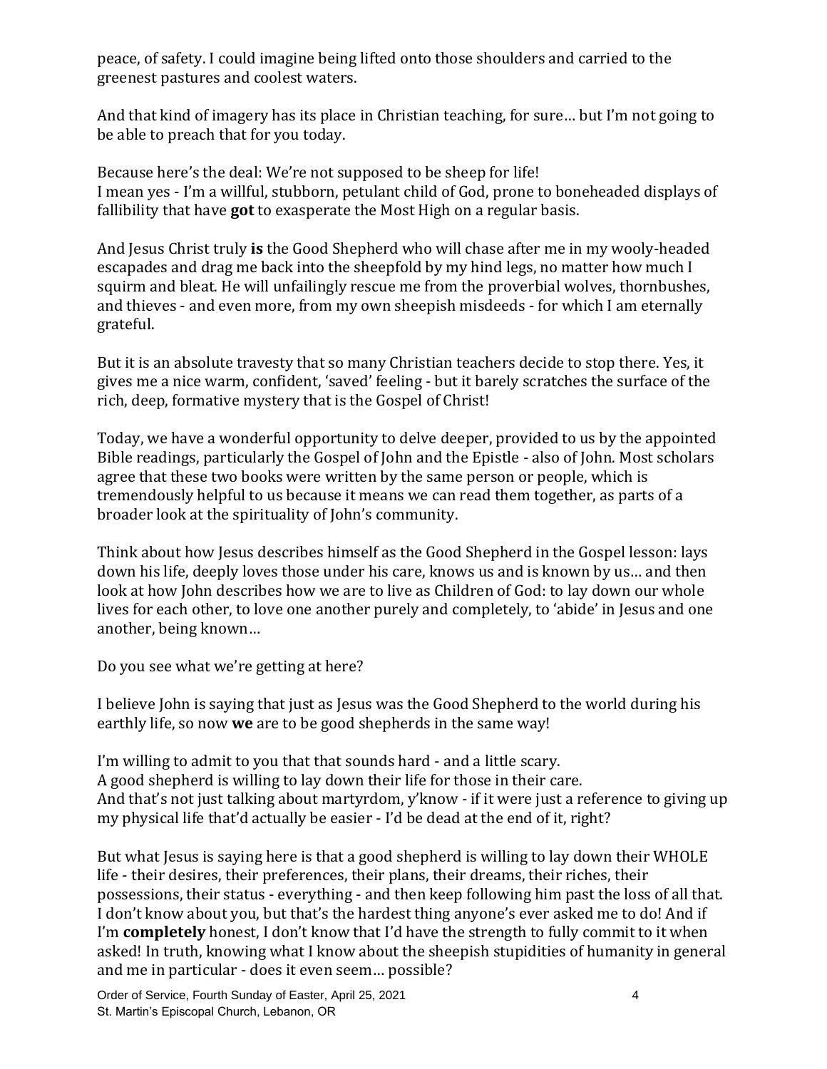peace, of safety. I could imagine being lifted onto those shoulders and carried to the greenest pastures and coolest waters.

And that kind of imagery has its place in Christian teaching, for sure… but I'm not going to be able to preach that for you today.

Because here's the deal: We're not supposed to be sheep for life!
I mean yes - I'm a willful, stubborn, petulant child of God, prone to boneheaded displays of fallibility that have **got** to exasperate the Most High on a regular basis.

And Jesus Christ truly **is** the Good Shepherd who will chase after me in my wooly-headed escapades and drag me back into the sheepfold by my hind legs, no matter how much I squirm and bleat. He will unfailingly rescue me from the proverbial wolves, thornbushes, and thieves - and even more, from my own sheepish misdeeds - for which I am eternally grateful.

But it is an absolute travesty that so many Christian teachers decide to stop there. Yes, it gives me a nice warm, confident, 'saved' feeling - but it barely scratches the surface of the rich, deep, formative mystery that is the Gospel of Christ!

Today, we have a wonderful opportunity to delve deeper, provided to us by the appointed Bible readings, particularly the Gospel of John and the Epistle - also of John. Most scholars agree that these two books were written by the same person or people, which is tremendously helpful to us because it means we can read them together, as parts of a broader look at the spirituality of John's community.

Think about how Jesus describes himself as the Good Shepherd in the Gospel lesson: lays down his life, deeply loves those under his care, knows us and is known by us… and then look at how John describes how we are to live as Children of God: to lay down our whole lives for each other, to love one another purely and completely, to 'abide' in Jesus and one another, being known…

Do you see what we're getting at here?

I believe John is saying that just as Jesus was the Good Shepherd to the world during his earthly life, so now **we** are to be good shepherds in the same way!

I'm willing to admit to you that that sounds hard - and a little scary.
A good shepherd is willing to lay down their life for those in their care.
And that's not just talking about martyrdom, y'know - if it were just a reference to giving up my physical life that'd actually be easier - I'd be dead at the end of it, right?

But what Jesus is saying here is that a good shepherd is willing to lay down their WHOLE life - their desires, their preferences, their plans, their dreams, their riches, their possessions, their status - everything - and then keep following him past the loss of all that. I don't know about you, but that's the hardest thing anyone's ever asked me to do! And if I'm **completely** honest, I don't know that I'd have the strength to fully commit to it when asked! In truth, knowing what I know about the sheepish stupidities of humanity in general and me in particular - does it even seem… possible?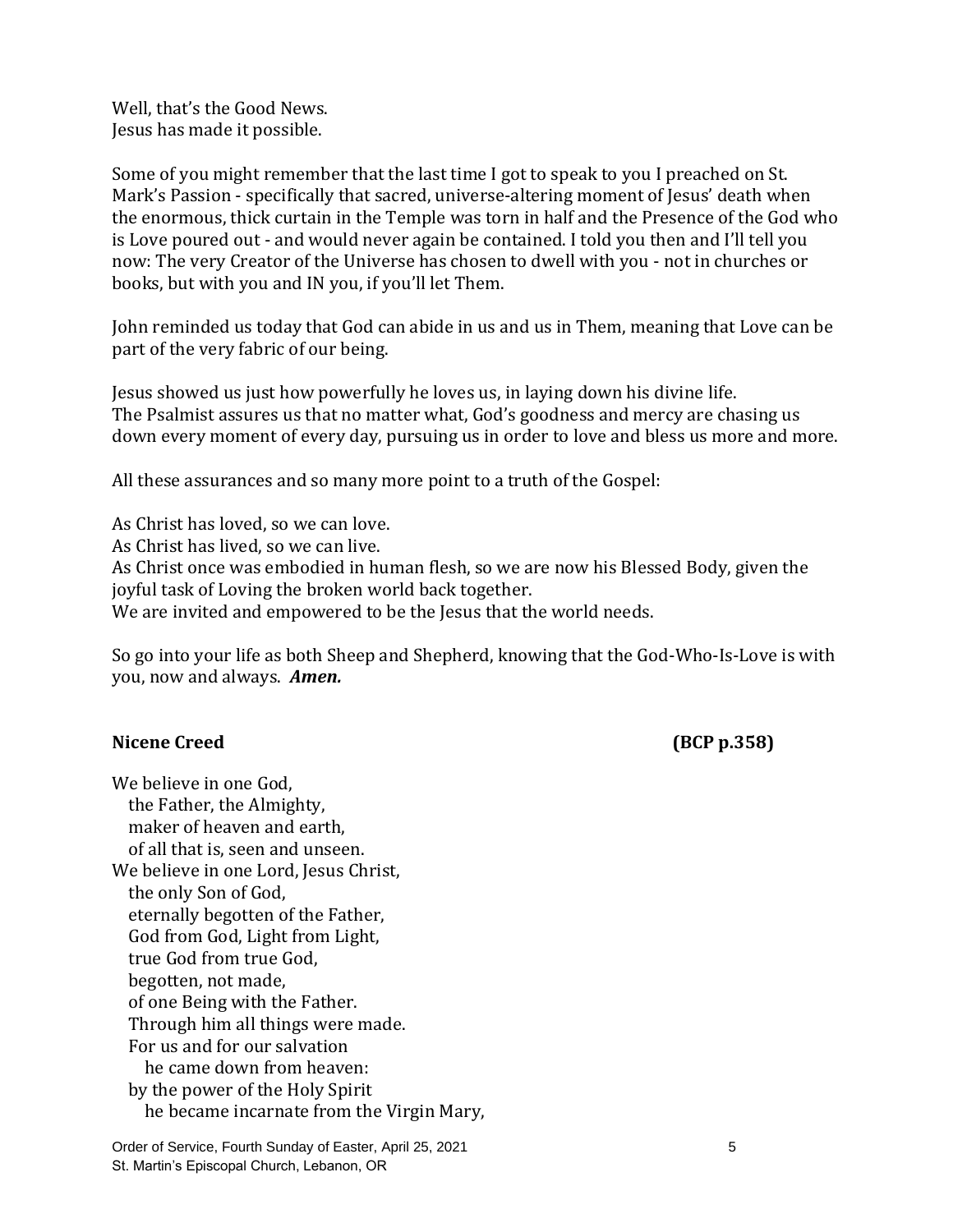Well, that's the Good News.
Jesus has made it possible.

Some of you might remember that the last time I got to speak to you I preached on St. Mark's Passion - specifically that sacred, universe-altering moment of Jesus' death when the enormous, thick curtain in the Temple was torn in half and the Presence of the God who is Love poured out - and would never again be contained. I told you then and I'll tell you now: The very Creator of the Universe has chosen to dwell with you - not in churches or books, but with you and IN you, if you'll let Them.

John reminded us today that God can abide in us and us in Them, meaning that Love can be part of the very fabric of our being.

Jesus showed us just how powerfully he loves us, in laying down his divine life.
The Psalmist assures us that no matter what, God's goodness and mercy are chasing us down every moment of every day, pursuing us in order to love and bless us more and more.

All these assurances and so many more point to a truth of the Gospel:

As Christ has loved, so we can love.
As Christ has lived, so we can live.
As Christ once was embodied in human flesh, so we are now his Blessed Body, given the joyful task of Loving the broken world back together.
We are invited and empowered to be the Jesus that the world needs.

So go into your life as both Sheep and Shepherd, knowing that the God-Who-Is-Love is with you, now and always. ***Amen.***

**Nicene Creed** **(BCP p.358)**

We believe in one God,
  the Father, the Almighty,
  maker of heaven and earth,
  of all that is, seen and unseen.
We believe in one Lord, Jesus Christ,
  the only Son of God,
  eternally begotten of the Father,
  God from God, Light from Light,
  true God from true God,
  begotten, not made,
  of one Being with the Father.
  Through him all things were made.
  For us and for our salvation
    he came down from heaven:
  by the power of the Holy Spirit
    he became incarnate from the Virgin Mary,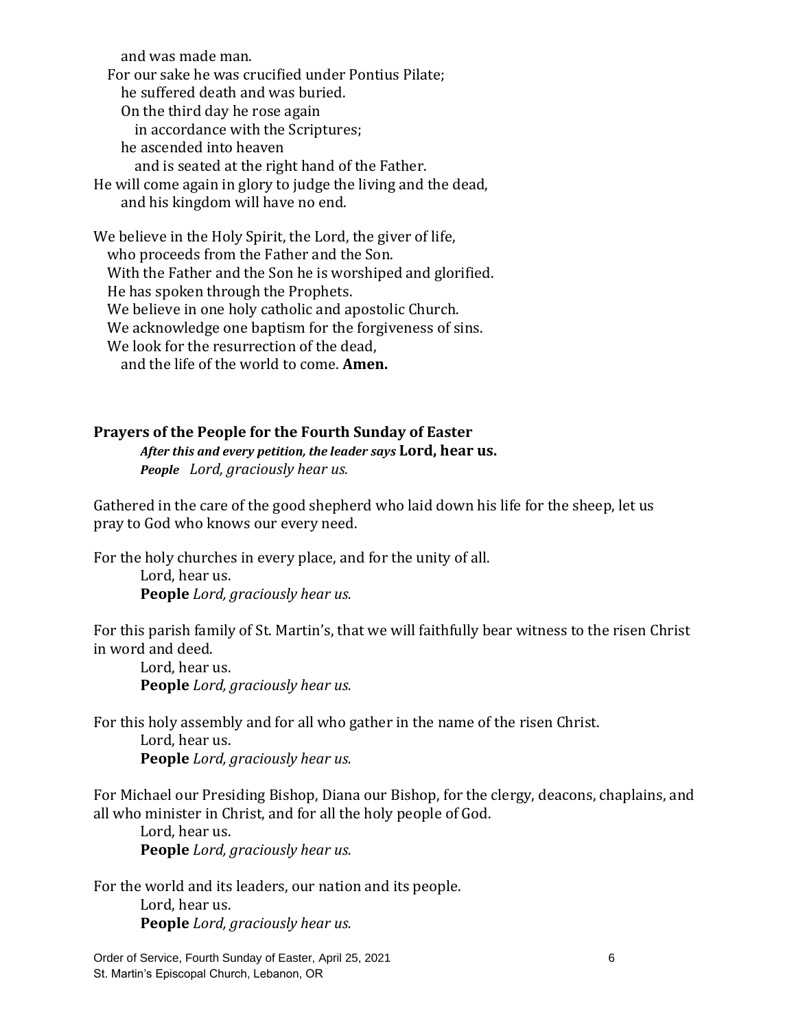and was made man.
For our sake he was crucified under Pontius Pilate;
he suffered death and was buried.
On the third day he rose again
in accordance with the Scriptures;
he ascended into heaven
and is seated at the right hand of the Father.
He will come again in glory to judge the living and the dead,
and his kingdom will have no end.

We believe in the Holy Spirit, the Lord, the giver of life,
who proceeds from the Father and the Son.
With the Father and the Son he is worshiped and glorified.
He has spoken through the Prophets.
We believe in one holy catholic and apostolic Church.
We acknowledge one baptism for the forgiveness of sins.
We look for the resurrection of the dead,
and the life of the world to come. **Amen.**

**Prayers of the People for the Fourth Sunday of Easter**

***After this and every petition, the leader says*** **Lord, hear us.**
***People*** *Lord, graciously hear us.*

Gathered in the care of the good shepherd who laid down his life for the sheep, let us pray to God who knows our every need.

For the holy churches in every place, and for the unity of all.
Lord, hear us.
**People** *Lord, graciously hear us.*

For this parish family of St. Martin's, that we will faithfully bear witness to the risen Christ in word and deed.
Lord, hear us.
**People** *Lord, graciously hear us.*

For this holy assembly and for all who gather in the name of the risen Christ.
Lord, hear us.
**People** *Lord, graciously hear us.*

For Michael our Presiding Bishop, Diana our Bishop, for the clergy, deacons, chaplains, and all who minister in Christ, and for all the holy people of God.
Lord, hear us.
**People** *Lord, graciously hear us.*

For the world and its leaders, our nation and its people.
Lord, hear us.
**People** *Lord, graciously hear us.*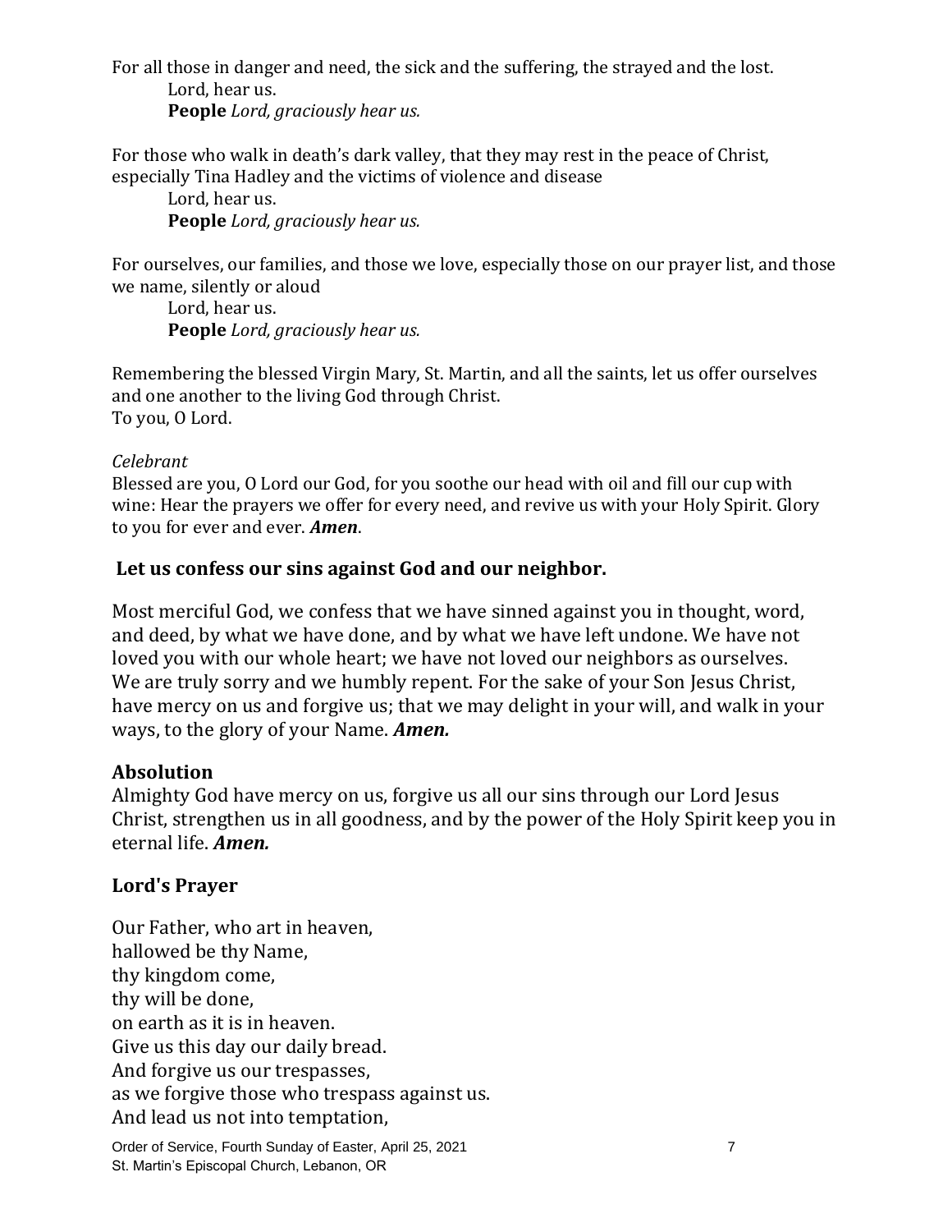For all those in danger and need, the sick and the suffering, the strayed and the lost.
Lord, hear us.
**People** *Lord, graciously hear us.*

For those who walk in death's dark valley, that they may rest in the peace of Christ, especially Tina Hadley and the victims of violence and disease
Lord, hear us.
**People** *Lord, graciously hear us.*

For ourselves, our families, and those we love, especially those on our prayer list, and those we name, silently or aloud
Lord, hear us.
**People** *Lord, graciously hear us.*

Remembering the blessed Virgin Mary, St. Martin, and all the saints, let us offer ourselves and one another to the living God through Christ.
To you, O Lord.

*Celebrant*
Blessed are you, O Lord our God, for you soothe our head with oil and fill our cup with wine: Hear the prayers we offer for every need, and revive us with your Holy Spirit. Glory to you for ever and ever. ***Amen***.

**Let us confess our sins against God and our neighbor.**

Most merciful God, we confess that we have sinned against you in thought, word, and deed, by what we have done, and by what we have left undone. We have not loved you with our whole heart; we have not loved our neighbors as ourselves. We are truly sorry and we humbly repent. For the sake of your Son Jesus Christ, have mercy on us and forgive us; that we may delight in your will, and walk in your ways, to the glory of your Name. ***Amen.***

## Absolution

Almighty God have mercy on us, forgive us all our sins through our Lord Jesus Christ, strengthen us in all goodness, and by the power of the Holy Spirit keep you in eternal life. ***Amen.***

## Lord's Prayer

Our Father, who art in heaven,
hallowed be thy Name,
thy kingdom come,
thy will be done,
on earth as it is in heaven.
Give us this day our daily bread.
And forgive us our trespasses,
as we forgive those who trespass against us.
And lead us not into temptation,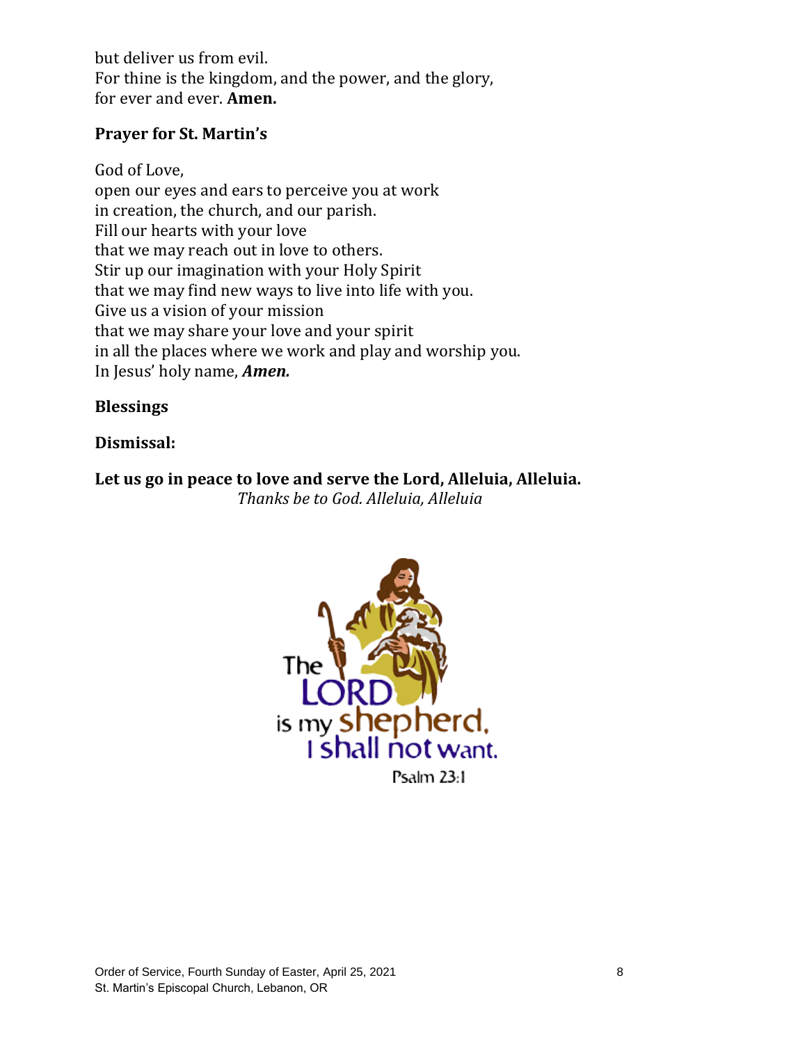but deliver us from evil.
For thine is the kingdom, and the power, and the glory,
for ever and ever. **Amen.**

**Prayer for St. Martin's**

God of Love,
open our eyes and ears to perceive you at work
in creation, the church, and our parish.
Fill our hearts with your love
that we may reach out in love to others.
Stir up our imagination with your Holy Spirit
that we may find new ways to live into life with you.
Give us a vision of your mission
that we may share your love and your spirit
in all the places where we work and play and worship you.
In Jesus' holy name, ***Amen.***

**Blessings**

**Dismissal:**

**Let us go in peace to love and serve the Lord, Alleluia, Alleluia.**
*Thanks be to God. Alleluia, Alleluia*

The LORD is my shepherd, I shall not want.
Psalm 23:1